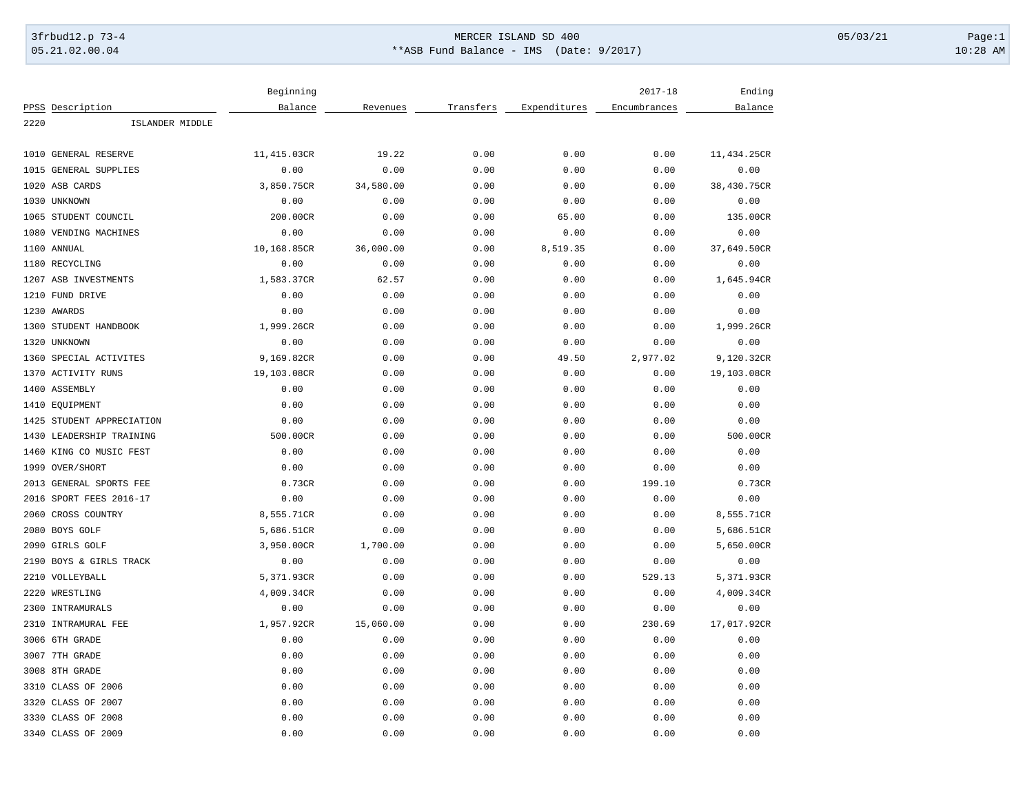# MERCER ISLAND SD 400

## **ASB Fund Balance - IMS (Date: 9/2017)

3frbud12.p 73-4 | 05.21.02.00.04 | 05/03/21 | 10:28 AM

| PPSS | Description | Beginning Balance | Revenues | Transfers | Expenditures | 2017-18 Encumbrances | Ending Balance |
|---|---|---|---|---|---|---|---|
| 2220 | ISLANDER MIDDLE | | | | | | |
| 1010 | GENERAL RESERVE | 11,415.03CR | 19.22 | 0.00 | 0.00 | 0.00 | 11,434.25CR |
| 1015 | GENERAL SUPPLIES | 0.00 | 0.00 | 0.00 | 0.00 | 0.00 | 0.00 |
| 1020 | ASB CARDS | 3,850.75CR | 34,580.00 | 0.00 | 0.00 | 0.00 | 38,430.75CR |
| 1030 | UNKNOWN | 0.00 | 0.00 | 0.00 | 0.00 | 0.00 | 0.00 |
| 1065 | STUDENT COUNCIL | 200.00CR | 0.00 | 0.00 | 65.00 | 0.00 | 135.00CR |
| 1080 | VENDING MACHINES | 0.00 | 0.00 | 0.00 | 0.00 | 0.00 | 0.00 |
| 1100 | ANNUAL | 10,168.85CR | 36,000.00 | 0.00 | 8,519.35 | 0.00 | 37,649.50CR |
| 1180 | RECYCLING | 0.00 | 0.00 | 0.00 | 0.00 | 0.00 | 0.00 |
| 1207 | ASB INVESTMENTS | 1,583.37CR | 62.57 | 0.00 | 0.00 | 0.00 | 1,645.94CR |
| 1210 | FUND DRIVE | 0.00 | 0.00 | 0.00 | 0.00 | 0.00 | 0.00 |
| 1230 | AWARDS | 0.00 | 0.00 | 0.00 | 0.00 | 0.00 | 0.00 |
| 1300 | STUDENT HANDBOOK | 1,999.26CR | 0.00 | 0.00 | 0.00 | 0.00 | 1,999.26CR |
| 1320 | UNKNOWN | 0.00 | 0.00 | 0.00 | 0.00 | 0.00 | 0.00 |
| 1360 | SPECIAL ACTIVITES | 9,169.82CR | 0.00 | 0.00 | 49.50 | 2,977.02 | 9,120.32CR |
| 1370 | ACTIVITY RUNS | 19,103.08CR | 0.00 | 0.00 | 0.00 | 0.00 | 19,103.08CR |
| 1400 | ASSEMBLY | 0.00 | 0.00 | 0.00 | 0.00 | 0.00 | 0.00 |
| 1410 | EQUIPMENT | 0.00 | 0.00 | 0.00 | 0.00 | 0.00 | 0.00 |
| 1425 | STUDENT APPRECIATION | 0.00 | 0.00 | 0.00 | 0.00 | 0.00 | 0.00 |
| 1430 | LEADERSHIP TRAINING | 500.00CR | 0.00 | 0.00 | 0.00 | 0.00 | 500.00CR |
| 1460 | KING CO MUSIC FEST | 0.00 | 0.00 | 0.00 | 0.00 | 0.00 | 0.00 |
| 1999 | OVER/SHORT | 0.00 | 0.00 | 0.00 | 0.00 | 0.00 | 0.00 |
| 2013 | GENERAL SPORTS FEE | 0.73CR | 0.00 | 0.00 | 0.00 | 199.10 | 0.73CR |
| 2016 | SPORT FEES 2016-17 | 0.00 | 0.00 | 0.00 | 0.00 | 0.00 | 0.00 |
| 2060 | CROSS COUNTRY | 8,555.71CR | 0.00 | 0.00 | 0.00 | 0.00 | 8,555.71CR |
| 2080 | BOYS GOLF | 5,686.51CR | 0.00 | 0.00 | 0.00 | 0.00 | 5,686.51CR |
| 2090 | GIRLS GOLF | 3,950.00CR | 1,700.00 | 0.00 | 0.00 | 0.00 | 5,650.00CR |
| 2190 | BOYS & GIRLS TRACK | 0.00 | 0.00 | 0.00 | 0.00 | 0.00 | 0.00 |
| 2210 | VOLLEYBALL | 5,371.93CR | 0.00 | 0.00 | 0.00 | 529.13 | 5,371.93CR |
| 2220 | WRESTLING | 4,009.34CR | 0.00 | 0.00 | 0.00 | 0.00 | 4,009.34CR |
| 2300 | INTRAMURALS | 0.00 | 0.00 | 0.00 | 0.00 | 0.00 | 0.00 |
| 2310 | INTRAMURAL FEE | 1,957.92CR | 15,060.00 | 0.00 | 0.00 | 230.69 | 17,017.92CR |
| 3006 | 6TH GRADE | 0.00 | 0.00 | 0.00 | 0.00 | 0.00 | 0.00 |
| 3007 | 7TH GRADE | 0.00 | 0.00 | 0.00 | 0.00 | 0.00 | 0.00 |
| 3008 | 8TH GRADE | 0.00 | 0.00 | 0.00 | 0.00 | 0.00 | 0.00 |
| 3310 | CLASS OF 2006 | 0.00 | 0.00 | 0.00 | 0.00 | 0.00 | 0.00 |
| 3320 | CLASS OF 2007 | 0.00 | 0.00 | 0.00 | 0.00 | 0.00 | 0.00 |
| 3330 | CLASS OF 2008 | 0.00 | 0.00 | 0.00 | 0.00 | 0.00 | 0.00 |
| 3340 | CLASS OF 2009 | 0.00 | 0.00 | 0.00 | 0.00 | 0.00 | 0.00 |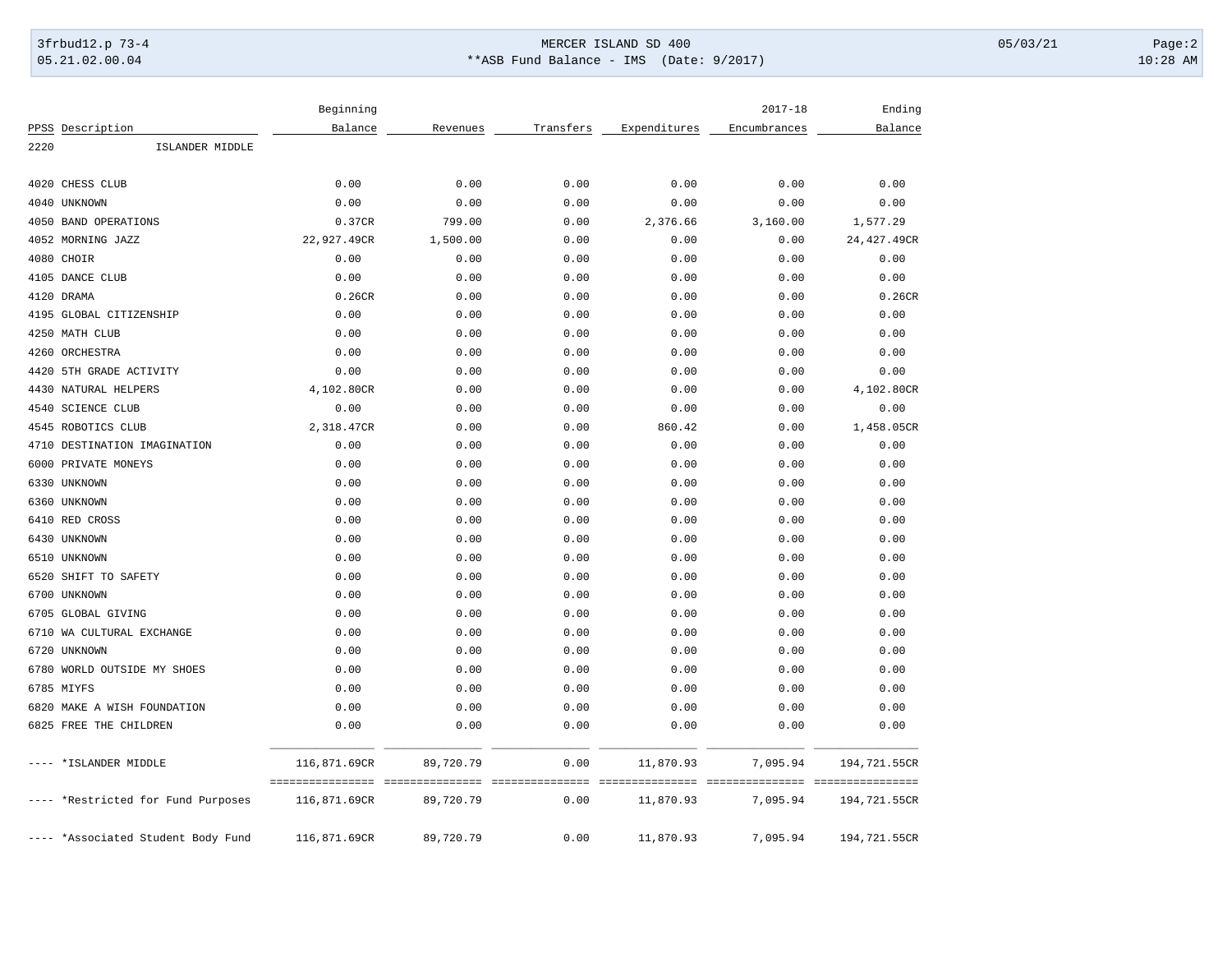| PPSS | Description | Beginning Balance | Revenues | Transfers | Expenditures | 2017-18 Encumbrances | Ending Balance |
|---|---|---|---|---|---|---|---|
| 2220 | ISLANDER MIDDLE | | | | | | |
| 4020 | CHESS CLUB | 0.00 | 0.00 | 0.00 | 0.00 | 0.00 | 0.00 |
| 4040 | UNKNOWN | 0.00 | 0.00 | 0.00 | 0.00 | 0.00 | 0.00 |
| 4050 | BAND OPERATIONS | 0.37CR | 799.00 | 0.00 | 2,376.66 | 3,160.00 | 1,577.29 |
| 4052 | MORNING JAZZ | 22,927.49CR | 1,500.00 | 0.00 | 0.00 | 0.00 | 24,427.49CR |
| 4080 | CHOIR | 0.00 | 0.00 | 0.00 | 0.00 | 0.00 | 0.00 |
| 4105 | DANCE CLUB | 0.00 | 0.00 | 0.00 | 0.00 | 0.00 | 0.00 |
| 4120 | DRAMA | 0.26CR | 0.00 | 0.00 | 0.00 | 0.00 | 0.26CR |
| 4195 | GLOBAL CITIZENSHIP | 0.00 | 0.00 | 0.00 | 0.00 | 0.00 | 0.00 |
| 4250 | MATH CLUB | 0.00 | 0.00 | 0.00 | 0.00 | 0.00 | 0.00 |
| 4260 | ORCHESTRA | 0.00 | 0.00 | 0.00 | 0.00 | 0.00 | 0.00 |
| 4420 | 5TH GRADE ACTIVITY | 0.00 | 0.00 | 0.00 | 0.00 | 0.00 | 0.00 |
| 4430 | NATURAL HELPERS | 4,102.80CR | 0.00 | 0.00 | 0.00 | 0.00 | 4,102.80CR |
| 4540 | SCIENCE CLUB | 0.00 | 0.00 | 0.00 | 0.00 | 0.00 | 0.00 |
| 4545 | ROBOTICS CLUB | 2,318.47CR | 0.00 | 0.00 | 860.42 | 0.00 | 1,458.05CR |
| 4710 | DESTINATION IMAGINATION | 0.00 | 0.00 | 0.00 | 0.00 | 0.00 | 0.00 |
| 6000 | PRIVATE MONEYS | 0.00 | 0.00 | 0.00 | 0.00 | 0.00 | 0.00 |
| 6330 | UNKNOWN | 0.00 | 0.00 | 0.00 | 0.00 | 0.00 | 0.00 |
| 6360 | UNKNOWN | 0.00 | 0.00 | 0.00 | 0.00 | 0.00 | 0.00 |
| 6410 | RED CROSS | 0.00 | 0.00 | 0.00 | 0.00 | 0.00 | 0.00 |
| 6430 | UNKNOWN | 0.00 | 0.00 | 0.00 | 0.00 | 0.00 | 0.00 |
| 6510 | UNKNOWN | 0.00 | 0.00 | 0.00 | 0.00 | 0.00 | 0.00 |
| 6520 | SHIFT TO SAFETY | 0.00 | 0.00 | 0.00 | 0.00 | 0.00 | 0.00 |
| 6700 | UNKNOWN | 0.00 | 0.00 | 0.00 | 0.00 | 0.00 | 0.00 |
| 6705 | GLOBAL GIVING | 0.00 | 0.00 | 0.00 | 0.00 | 0.00 | 0.00 |
| 6710 | WA CULTURAL EXCHANGE | 0.00 | 0.00 | 0.00 | 0.00 | 0.00 | 0.00 |
| 6720 | UNKNOWN | 0.00 | 0.00 | 0.00 | 0.00 | 0.00 | 0.00 |
| 6780 | WORLD OUTSIDE MY SHOES | 0.00 | 0.00 | 0.00 | 0.00 | 0.00 | 0.00 |
| 6785 | MIYFS | 0.00 | 0.00 | 0.00 | 0.00 | 0.00 | 0.00 |
| 6820 | MAKE A WISH FOUNDATION | 0.00 | 0.00 | 0.00 | 0.00 | 0.00 | 0.00 |
| 6825 | FREE THE CHILDREN | 0.00 | 0.00 | 0.00 | 0.00 | 0.00 | 0.00 |
| ---- | *ISLANDER MIDDLE | 116,871.69CR | 89,720.79 | 0.00 | 11,870.93 | 7,095.94 | 194,721.55CR |
| ---- | *Restricted for Fund Purposes | 116,871.69CR | 89,720.79 | 0.00 | 11,870.93 | 7,095.94 | 194,721.55CR |
| ---- | *Associated Student Body Fund | 116,871.69CR | 89,720.79 | 0.00 | 11,870.93 | 7,095.94 | 194,721.55CR |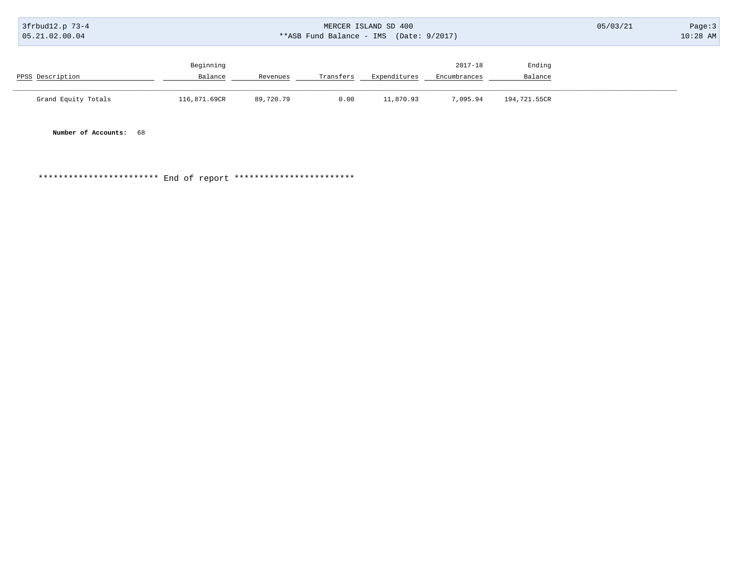| PPSS | Description | Beginning Balance | Revenues | Transfers | Expenditures | 2017-18 Encumbrances | Ending Balance |
|---|---|---|---|---|---|---|---|
| | Grand Equity Totals | 116,871.69CR | 89,720.79 | 0.00 | 11,870.93 | 7,095.94 | 194,721.55CR |

**Number of Accounts:** 68

************************ End of report ************************